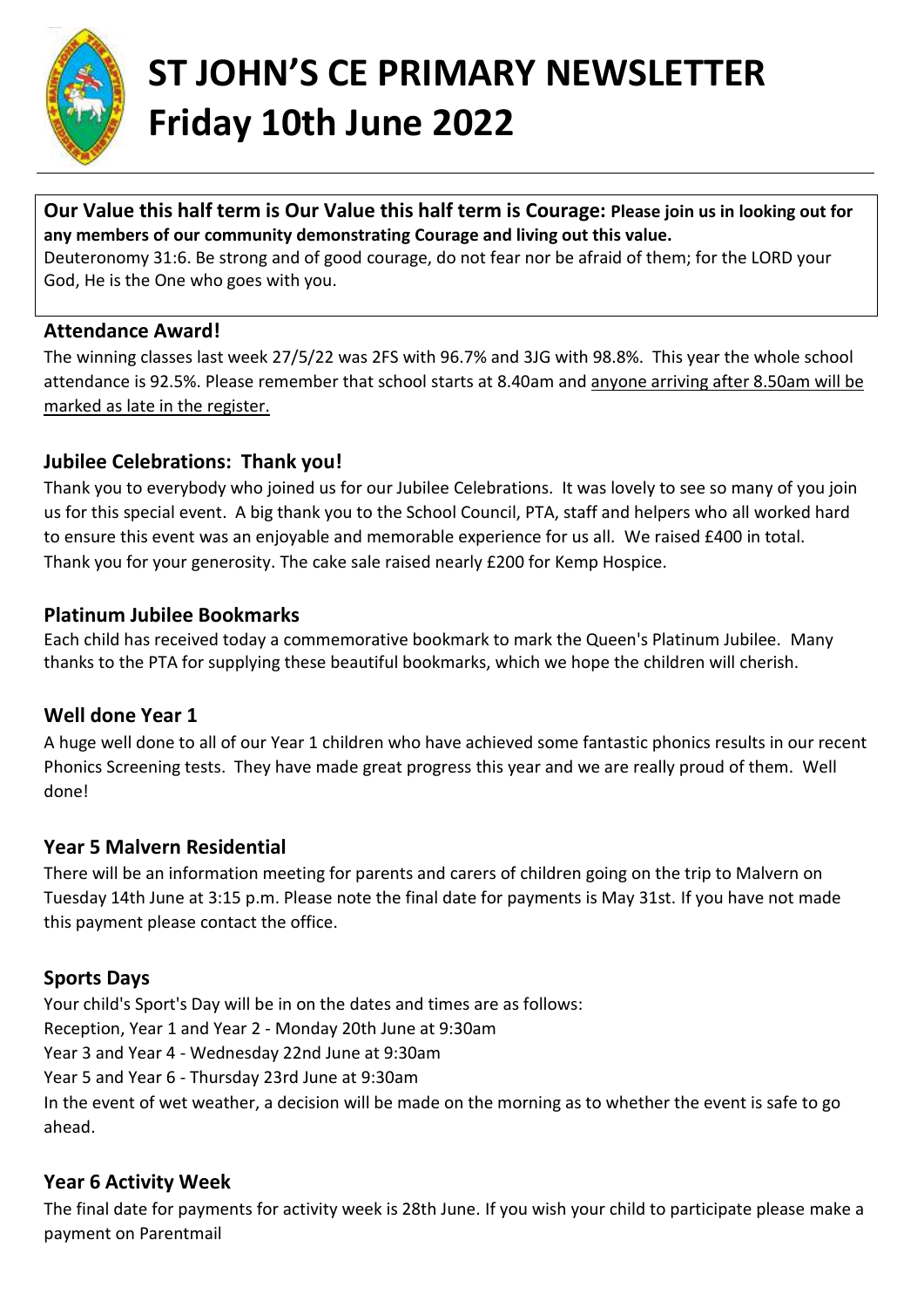# ST JOHN'S CE PRIMARY NEWSLETTER
# Friday 10th June 2022

**Our Value this half term is Our Value this half term is Courage: Please join us in looking out for any members of our community demonstrating Courage and living out this value.**

Deuteronomy 31:6. Be strong and of good courage, do not fear nor be afraid of them; for the LORD your God, He is the One who goes with you.

### Attendance Award!

The winning classes last week 27/5/22 was 2FS with 96.7% and 3JG with 98.8%. This year the whole school attendance is 92.5%. Please remember that school starts at 8.40am and anyone arriving after 8.50am will be marked as late in the register.

### Jubilee Celebrations: Thank you!

Thank you to everybody who joined us for our Jubilee Celebrations. It was lovely to see so many of you join us for this special event. A big thank you to the School Council, PTA, staff and helpers who all worked hard to ensure this event was an enjoyable and memorable experience for us all. We raised £400 in total. Thank you for your generosity. The cake sale raised nearly £200 for Kemp Hospice.

### Platinum Jubilee Bookmarks

Each child has received today a commemorative bookmark to mark the Queen's Platinum Jubilee. Many thanks to the PTA for supplying these beautiful bookmarks, which we hope the children will cherish.

### Well done Year 1

A huge well done to all of our Year 1 children who have achieved some fantastic phonics results in our recent Phonics Screening tests. They have made great progress this year and we are really proud of them. Well done!

### Year 5 Malvern Residential

There will be an information meeting for parents and carers of children going on the trip to Malvern on Tuesday 14th June at 3:15 p.m. Please note the final date for payments is May 31st. If you have not made this payment please contact the office.

### Sports Days

Your child's Sport's Day will be in on the dates and times are as follows:
Reception, Year 1 and Year 2 - Monday 20th June at 9:30am
Year 3 and Year 4 - Wednesday 22nd June at 9:30am
Year 5 and Year 6 - Thursday 23rd June at 9:30am
In the event of wet weather, a decision will be made on the morning as to whether the event is safe to go ahead.

### Year 6 Activity Week

The final date for payments for activity week is 28th June. If you wish your child to participate please make a payment on Parentmail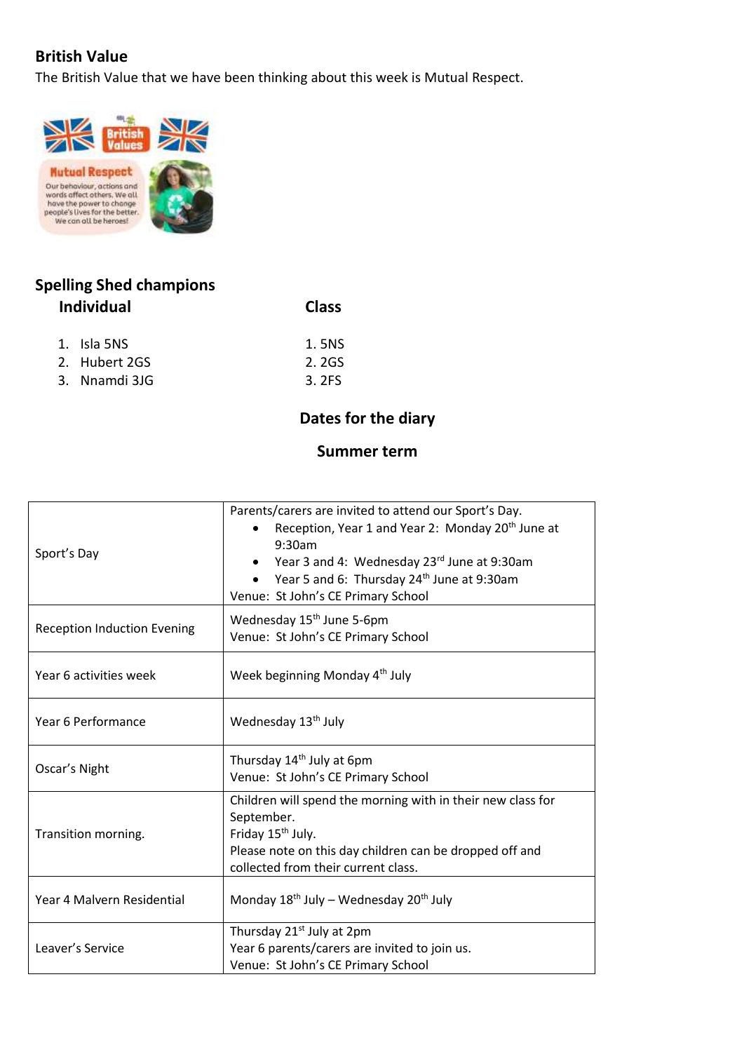## British Value

The British Value that we have been thinking about this week is Mutual Respect.

## Spelling Shed champions

| Individual | Class |
| --- | --- |
| 1. Isla 5NS | 1. 5NS |
| 2. Hubert 2GS | 2. 2GS |
| 3. Nnamdi 3JG | 3. 2FS |

## Dates for the diary

### Summer term

| | |
| --- | --- |
| Sport's Day | Parents/carers are invited to attend our Sport's Day.<br>• Reception, Year 1 and Year 2: Monday 20th June at 9:30am<br>• Year 3 and 4: Wednesday 23rd June at 9:30am<br>• Year 5 and 6: Thursday 24th June at 9:30am<br>Venue: St John's CE Primary School |
| Reception Induction Evening | Wednesday 15th June 5-6pm<br>Venue: St John's CE Primary School |
| Year 6 activities week | Week beginning Monday 4th July |
| Year 6 Performance | Wednesday 13th July |
| Oscar's Night | Thursday 14th July at 6pm<br>Venue: St John's CE Primary School |
| Transition morning. | Children will spend the morning with in their new class for September.<br>Friday 15th July.<br>Please note on this day children can be dropped off and collected from their current class. |
| Year 4 Malvern Residential | Monday 18th July – Wednesday 20th July |
| Leaver's Service | Thursday 21st July at 2pm<br>Year 6 parents/carers are invited to join us.<br>Venue: St John's CE Primary School |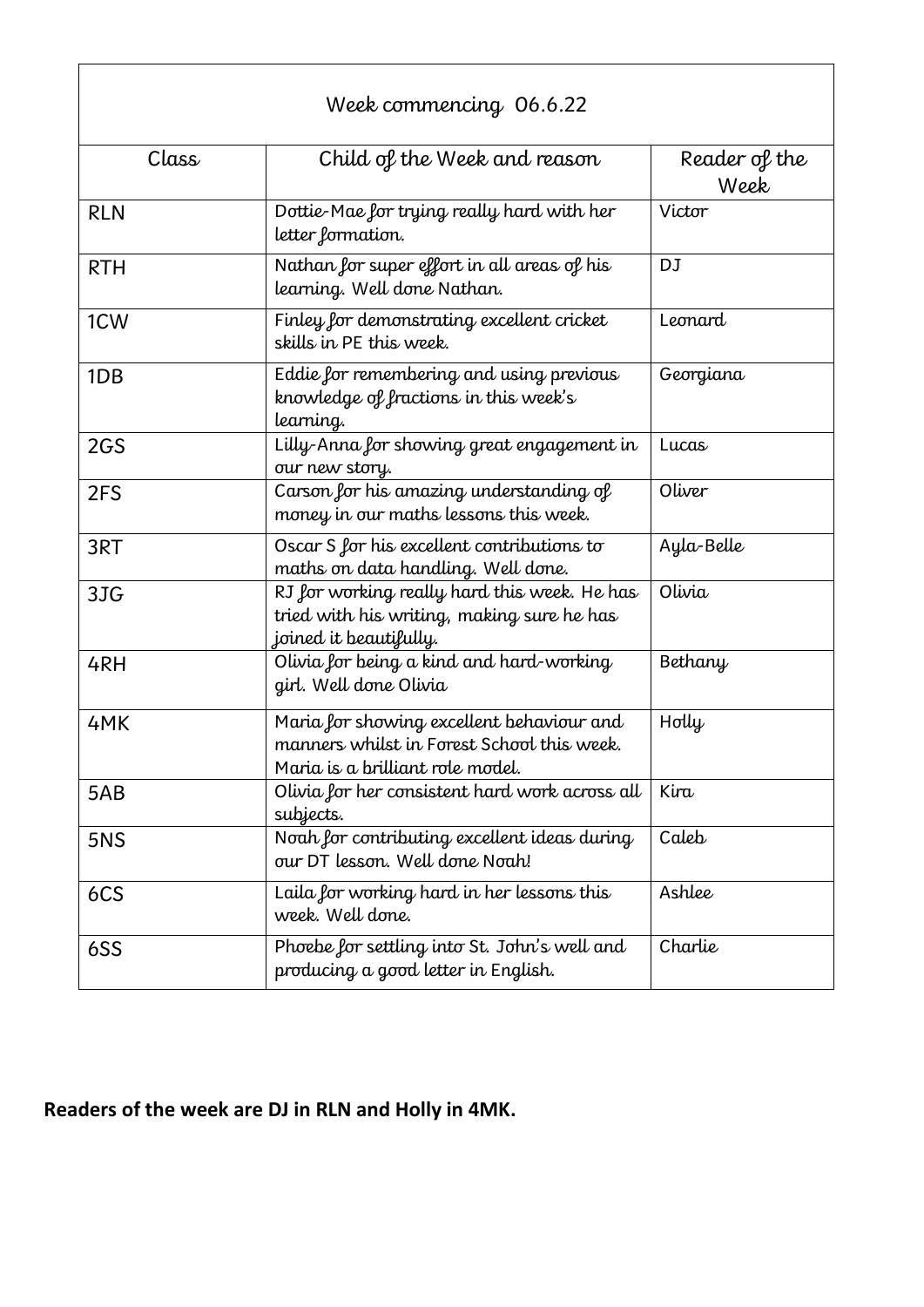| Week commencing 06.6.22 | | |
|---|---|---|
| Class | Child of the Week and reason | Reader of the Week |
| RLN | Dottie-Mae for trying really hard with her letter formation. | Victor |
| RTH | Nathan for super effort in all areas of his learning. Well done Nathan. | DJ |
| 1CW | Finley for demonstrating excellent cricket skills in PE this week. | Leonard |
| 1DB | Eddie for remembering and using previous knowledge of fractions in this week's learning. | Georgiana |
| 2GS | Lilly-Anna for showing great engagement in our new story. | Lucas |
| 2FS | Carson for his amazing understanding of money in our maths lessons this week. | Oliver |
| 3RT | Oscar S for his excellent contributions to maths on data handling. Well done. | Ayla-Belle |
| 3JG | RJ for working really hard this week. He has tried with his writing, making sure he has joined it beautifully. | Olivia |
| 4RH | Olivia for being a kind and hard-working girl. Well done Olivia | Bethany |
| 4MK | Maria for showing excellent behaviour and manners whilst in Forest School this week. Maria is a brilliant role model. | Holly |
| 5AB | Olivia for her consistent hard work across all subjects. | Kira |
| 5NS | Noah for contributing excellent ideas during our DT lesson. Well done Noah! | Caleb |
| 6CS | Laila for working hard in her lessons this week. Well done. | Ashlee |
| 6SS | Phoebe for settling into St. John's well and producing a good letter in English. | Charlie |

**Readers of the week are DJ in RLN and Holly in 4MK.**